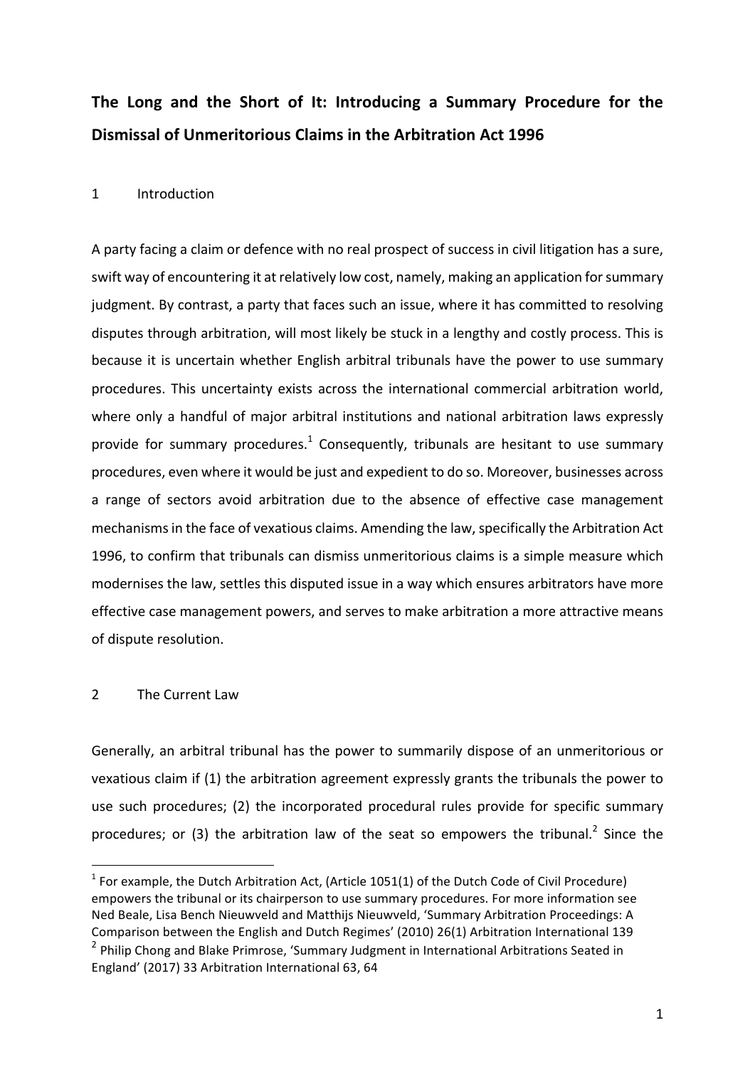# The Long and the Short of It: Introducing a Summary Procedure for the Dismissal of Unmeritorious Claims in the Arbitration Act 1996

## 1 Introduction

A party facing a claim or defence with no real prospect of success in civil litigation has a sure, swift way of encountering it at relatively low cost, namely, making an application for summary judgment. By contrast, a party that faces such an issue, where it has committed to resolving disputes through arbitration, will most likely be stuck in a lengthy and costly process. This is because it is uncertain whether English arbitral tribunals have the power to use summary procedures. This uncertainty exists across the international commercial arbitration world, where only a handful of major arbitral institutions and national arbitration laws expressly provide for summary procedures.[1] Consequently, tribunals are hesitant to use summary procedures, even where it would be just and expedient to do so. Moreover, businesses across a range of sectors avoid arbitration due to the absence of effective case management mechanisms in the face of vexatious claims. Amending the law, specifically the Arbitration Act 1996, to confirm that tribunals can dismiss unmeritorious claims is a simple measure which modernises the law, settles this disputed issue in a way which ensures arbitrators have more effective case management powers, and serves to make arbitration a more attractive means of dispute resolution.

## 2 The Current Law

Generally, an arbitral tribunal has the power to summarily dispose of an unmeritorious or vexatious claim if (1) the arbitration agreement expressly grants the tribunals the power to use such procedures; (2) the incorporated procedural rules provide for specific summary procedures; or (3) the arbitration law of the seat so empowers the tribunal.[2] Since the

[1] For example, the Dutch Arbitration Act, (Article 1051(1) of the Dutch Code of Civil Procedure) empowers the tribunal or its chairperson to use summary procedures. For more information see Ned Beale, Lisa Bench Nieuwveld and Matthijs Nieuwveld, 'Summary Arbitration Proceedings: A Comparison between the English and Dutch Regimes' (2010) 26(1) Arbitration International 139

[2] Philip Chong and Blake Primrose, 'Summary Judgment in International Arbitrations Seated in England' (2017) 33 Arbitration International 63, 64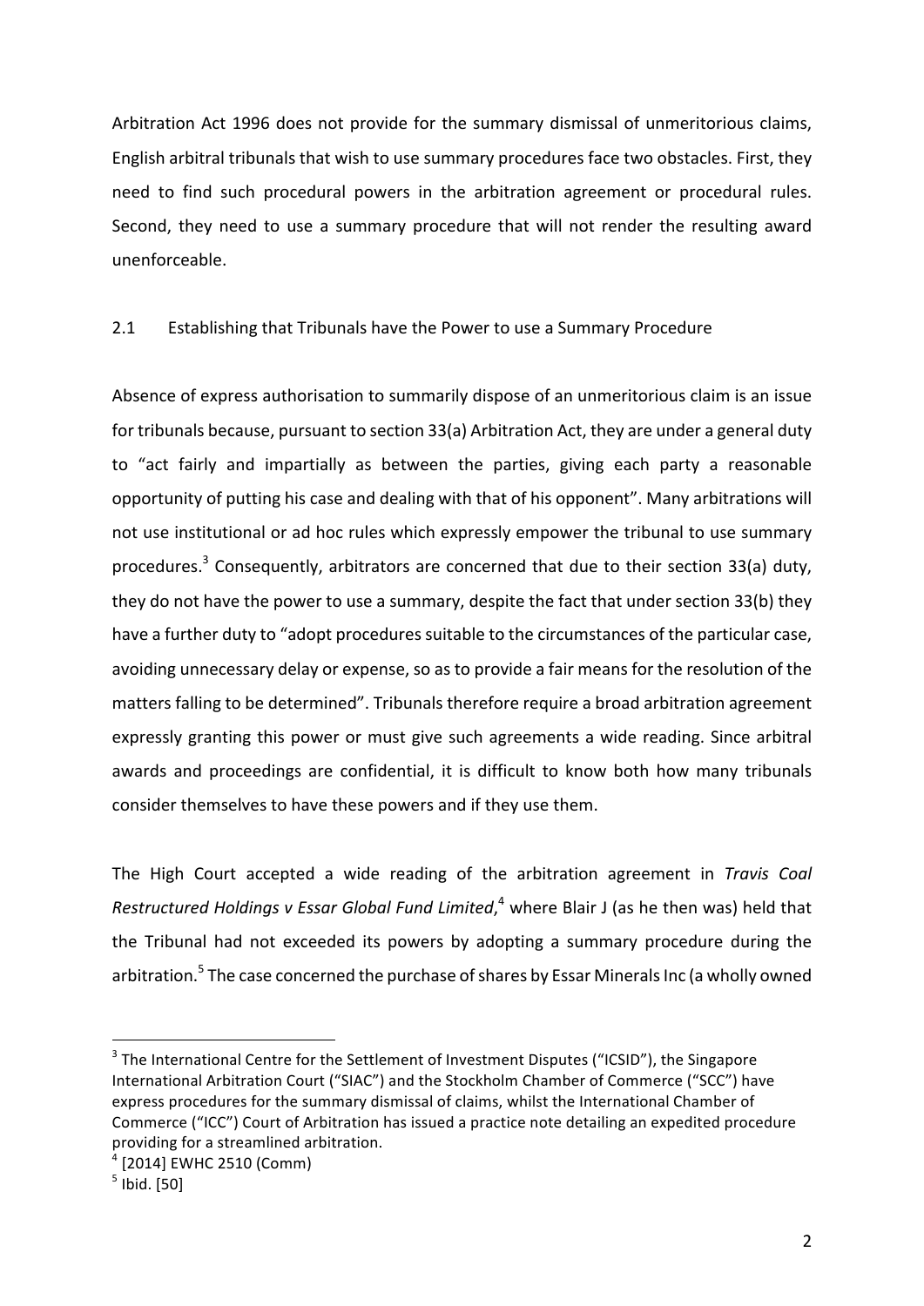Arbitration Act 1996 does not provide for the summary dismissal of unmeritorious claims, English arbitral tribunals that wish to use summary procedures face two obstacles. First, they need to find such procedural powers in the arbitration agreement or procedural rules. Second, they need to use a summary procedure that will not render the resulting award unenforceable.

## 2.1 Establishing that Tribunals have the Power to use a Summary Procedure

Absence of express authorisation to summarily dispose of an unmeritorious claim is an issue for tribunals because, pursuant to section 33(a) Arbitration Act, they are under a general duty to "act fairly and impartially as between the parties, giving each party a reasonable opportunity of putting his case and dealing with that of his opponent". Many arbitrations will not use institutional or ad hoc rules which expressly empower the tribunal to use summary procedures.[3] Consequently, arbitrators are concerned that due to their section 33(a) duty, they do not have the power to use a summary, despite the fact that under section 33(b) they have a further duty to "adopt procedures suitable to the circumstances of the particular case, avoiding unnecessary delay or expense, so as to provide a fair means for the resolution of the matters falling to be determined". Tribunals therefore require a broad arbitration agreement expressly granting this power or must give such agreements a wide reading. Since arbitral awards and proceedings are confidential, it is difficult to know both how many tribunals consider themselves to have these powers and if they use them.

The High Court accepted a wide reading of the arbitration agreement in *Travis Coal Restructured Holdings v Essar Global Fund Limited*,[4] where Blair J (as he then was) held that the Tribunal had not exceeded its powers by adopting a summary procedure during the arbitration.[5] The case concerned the purchase of shares by Essar Minerals Inc (a wholly owned

---

[3] The International Centre for the Settlement of Investment Disputes ("ICSID"), the Singapore International Arbitration Court ("SIAC") and the Stockholm Chamber of Commerce ("SCC") have express procedures for the summary dismissal of claims, whilst the International Chamber of Commerce ("ICC") Court of Arbitration has issued a practice note detailing an expedited procedure providing for a streamlined arbitration.

[4] [2014] EWHC 2510 (Comm)

[5] Ibid. [50]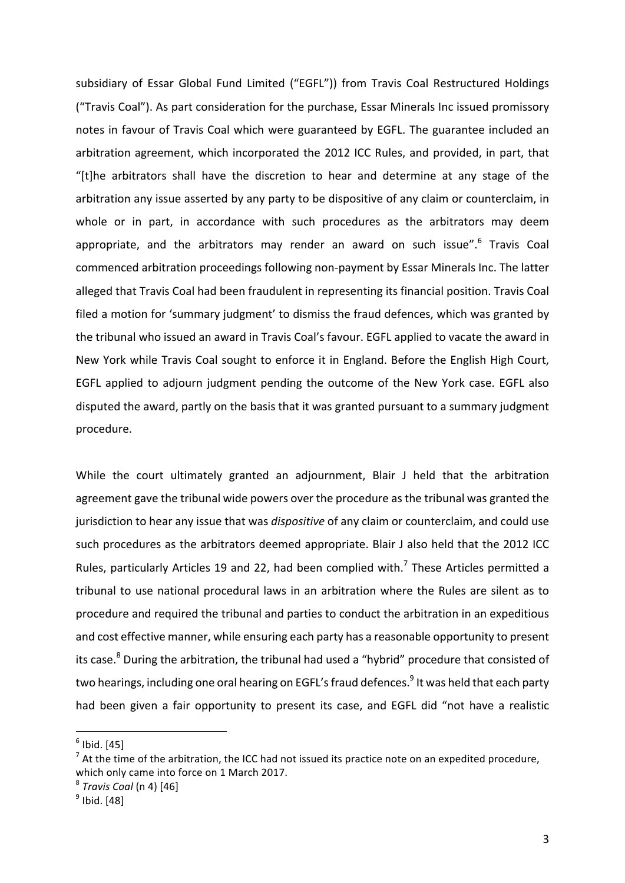subsidiary of Essar Global Fund Limited ("EGFL")) from Travis Coal Restructured Holdings ("Travis Coal"). As part consideration for the purchase, Essar Minerals Inc issued promissory notes in favour of Travis Coal which were guaranteed by EGFL. The guarantee included an arbitration agreement, which incorporated the 2012 ICC Rules, and provided, in part, that "[t]he arbitrators shall have the discretion to hear and determine at any stage of the arbitration any issue asserted by any party to be dispositive of any claim or counterclaim, in whole or in part, in accordance with such procedures as the arbitrators may deem appropriate, and the arbitrators may render an award on such issue".[6] Travis Coal commenced arbitration proceedings following non-payment by Essar Minerals Inc. The latter alleged that Travis Coal had been fraudulent in representing its financial position. Travis Coal filed a motion for 'summary judgment' to dismiss the fraud defences, which was granted by the tribunal who issued an award in Travis Coal's favour. EGFL applied to vacate the award in New York while Travis Coal sought to enforce it in England. Before the English High Court, EGFL applied to adjourn judgment pending the outcome of the New York case. EGFL also disputed the award, partly on the basis that it was granted pursuant to a summary judgment procedure.

While the court ultimately granted an adjournment, Blair J held that the arbitration agreement gave the tribunal wide powers over the procedure as the tribunal was granted the jurisdiction to hear any issue that was *dispositive* of any claim or counterclaim, and could use such procedures as the arbitrators deemed appropriate. Blair J also held that the 2012 ICC Rules, particularly Articles 19 and 22, had been complied with.[7] These Articles permitted a tribunal to use national procedural laws in an arbitration where the Rules are silent as to procedure and required the tribunal and parties to conduct the arbitration in an expeditious and cost effective manner, while ensuring each party has a reasonable opportunity to present its case.[8] During the arbitration, the tribunal had used a "hybrid" procedure that consisted of two hearings, including one oral hearing on EGFL's fraud defences.[9] It was held that each party had been given a fair opportunity to present its case, and EGFL did "not have a realistic

---

[6] Ibid. [45]

[7] At the time of the arbitration, the ICC had not issued its practice note on an expedited procedure, which only came into force on 1 March 2017.

[8] *Travis Coal* (n 4) [46]

[9] Ibid. [48]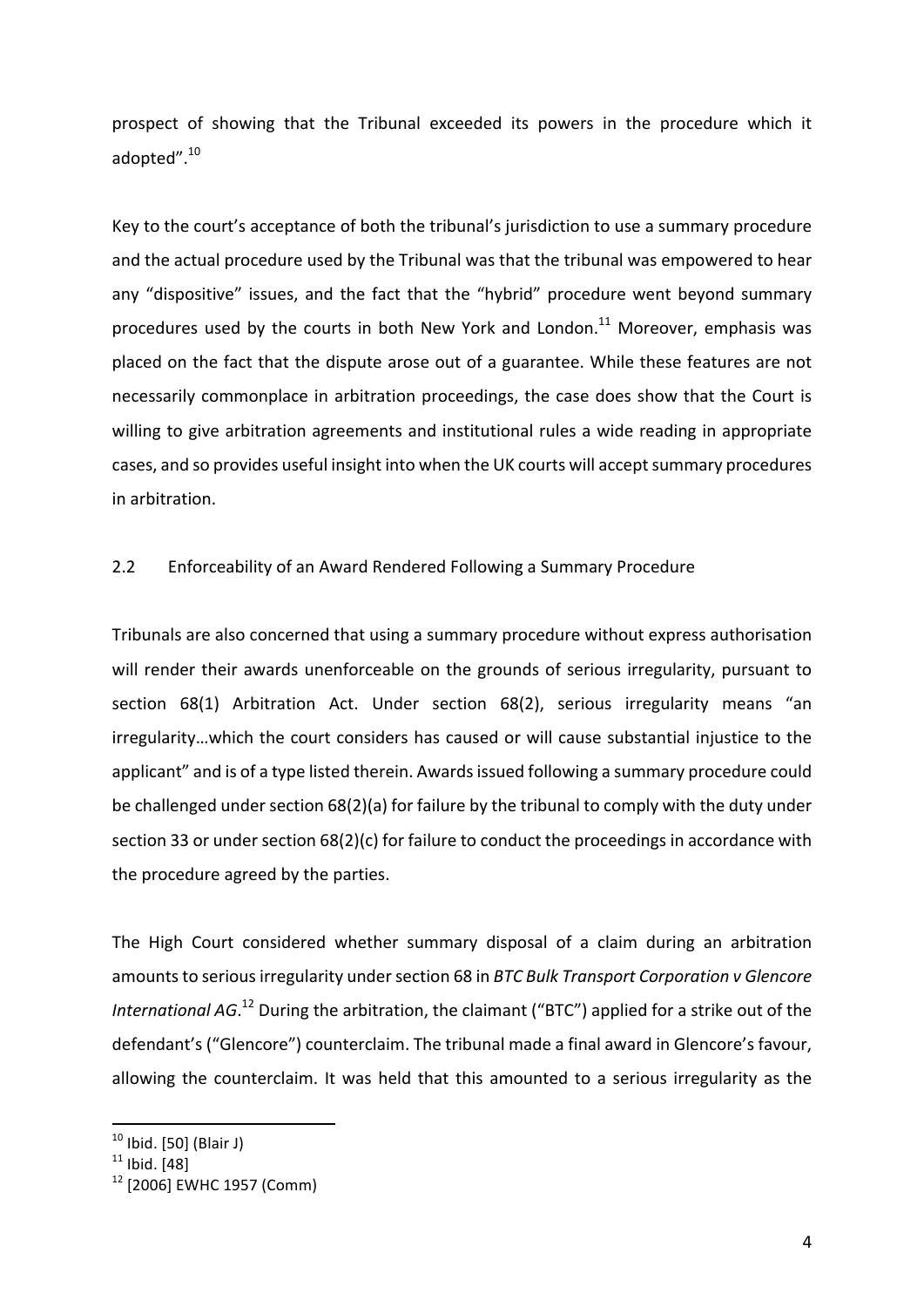prospect of showing that the Tribunal exceeded its powers in the procedure which it adopted”.[10]

Key to the court’s acceptance of both the tribunal’s jurisdiction to use a summary procedure and the actual procedure used by the Tribunal was that the tribunal was empowered to hear any “dispositive” issues, and the fact that the “hybrid” procedure went beyond summary procedures used by the courts in both New York and London.[11] Moreover, emphasis was placed on the fact that the dispute arose out of a guarantee. While these features are not necessarily commonplace in arbitration proceedings, the case does show that the Court is willing to give arbitration agreements and institutional rules a wide reading in appropriate cases, and so provides useful insight into when the UK courts will accept summary procedures in arbitration.

### 2.2 Enforceability of an Award Rendered Following a Summary Procedure

Tribunals are also concerned that using a summary procedure without express authorisation will render their awards unenforceable on the grounds of serious irregularity, pursuant to section 68(1) Arbitration Act. Under section 68(2), serious irregularity means “an irregularity…which the court considers has caused or will cause substantial injustice to the applicant” and is of a type listed therein. Awards issued following a summary procedure could be challenged under section 68(2)(a) for failure by the tribunal to comply with the duty under section 33 or under section 68(2)(c) for failure to conduct the proceedings in accordance with the procedure agreed by the parties.

The High Court considered whether summary disposal of a claim during an arbitration amounts to serious irregularity under section 68 in *BTC Bulk Transport Corporation v Glencore International AG*.[12] During the arbitration, the claimant (“BTC”) applied for a strike out of the defendant’s (“Glencore”) counterclaim. The tribunal made a final award in Glencore’s favour, allowing the counterclaim. It was held that this amounted to a serious irregularity as the

[10] Ibid. [50] (Blair J)

[11] Ibid. [48]

[12] [2006] EWHC 1957 (Comm)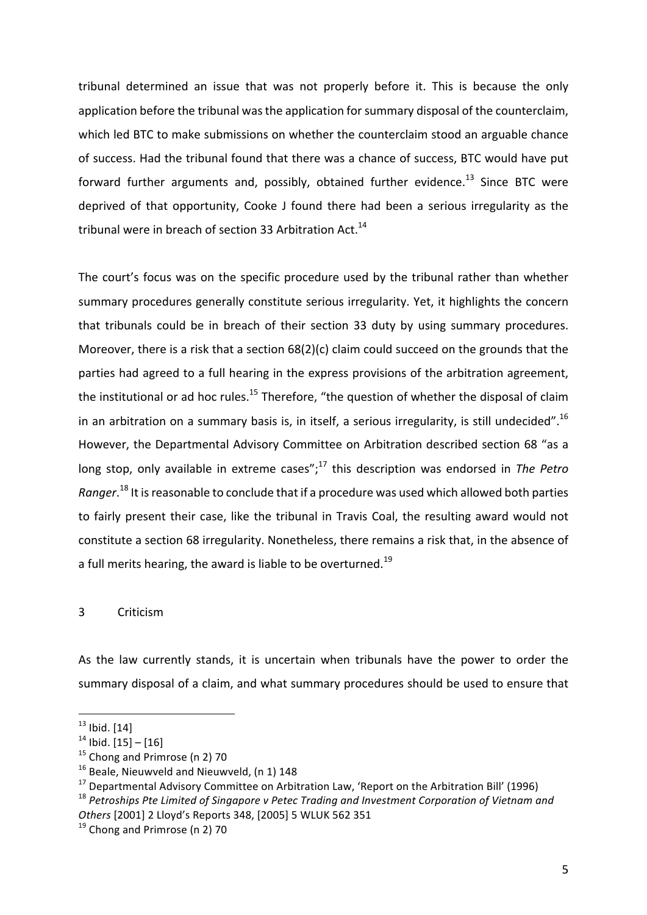tribunal determined an issue that was not properly before it. This is because the only application before the tribunal was the application for summary disposal of the counterclaim, which led BTC to make submissions on whether the counterclaim stood an arguable chance of success. Had the tribunal found that there was a chance of success, BTC would have put forward further arguments and, possibly, obtained further evidence.[13] Since BTC were deprived of that opportunity, Cooke J found there had been a serious irregularity as the tribunal were in breach of section 33 Arbitration Act.[14]

The court's focus was on the specific procedure used by the tribunal rather than whether summary procedures generally constitute serious irregularity. Yet, it highlights the concern that tribunals could be in breach of their section 33 duty by using summary procedures. Moreover, there is a risk that a section 68(2)(c) claim could succeed on the grounds that the parties had agreed to a full hearing in the express provisions of the arbitration agreement, the institutional or ad hoc rules.[15] Therefore, "the question of whether the disposal of claim in an arbitration on a summary basis is, in itself, a serious irregularity, is still undecided".[16] However, the Departmental Advisory Committee on Arbitration described section 68 "as a long stop, only available in extreme cases";[17] this description was endorsed in *The Petro Ranger*.[18] It is reasonable to conclude that if a procedure was used which allowed both parties to fairly present their case, like the tribunal in Travis Coal, the resulting award would not constitute a section 68 irregularity. Nonetheless, there remains a risk that, in the absence of a full merits hearing, the award is liable to be overturned.[19]

## 3 Criticism

As the law currently stands, it is uncertain when tribunals have the power to order the summary disposal of a claim, and what summary procedures should be used to ensure that

---

[13] Ibid. [14]

[14] Ibid. [15] – [16]

[15] Chong and Primrose (n 2) 70

[16] Beale, Nieuwveld and Nieuwveld, (n 1) 148

[17] Departmental Advisory Committee on Arbitration Law, 'Report on the Arbitration Bill' (1996)

[18] *Petroships Pte Limited of Singapore v Petec Trading and Investment Corporation of Vietnam and Others* [2001] 2 Lloyd's Reports 348, [2005] 5 WLUK 562 351

[19] Chong and Primrose (n 2) 70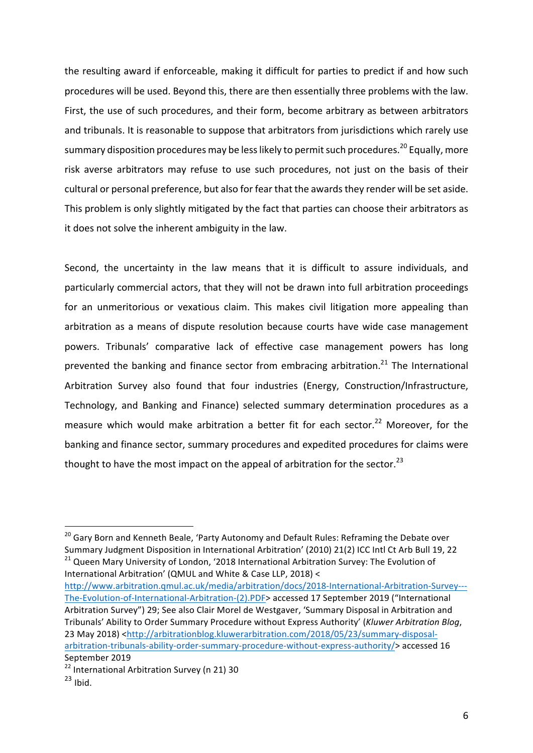the resulting award if enforceable, making it difficult for parties to predict if and how such procedures will be used. Beyond this, there are then essentially three problems with the law. First, the use of such procedures, and their form, become arbitrary as between arbitrators and tribunals. It is reasonable to suppose that arbitrators from jurisdictions which rarely use summary disposition procedures may be less likely to permit such procedures.[20] Equally, more risk averse arbitrators may refuse to use such procedures, not just on the basis of their cultural or personal preference, but also for fear that the awards they render will be set aside. This problem is only slightly mitigated by the fact that parties can choose their arbitrators as it does not solve the inherent ambiguity in the law.

Second, the uncertainty in the law means that it is difficult to assure individuals, and particularly commercial actors, that they will not be drawn into full arbitration proceedings for an unmeritorious or vexatious claim. This makes civil litigation more appealing than arbitration as a means of dispute resolution because courts have wide case management powers. Tribunals' comparative lack of effective case management powers has long prevented the banking and finance sector from embracing arbitration.[21] The International Arbitration Survey also found that four industries (Energy, Construction/Infrastructure, Technology, and Banking and Finance) selected summary determination procedures as a measure which would make arbitration a better fit for each sector.[22] Moreover, for the banking and finance sector, summary procedures and expedited procedures for claims were thought to have the most impact on the appeal of arbitration for the sector.[23]

---

[20] Gary Born and Kenneth Beale, 'Party Autonomy and Default Rules: Reframing the Debate over Summary Judgment Disposition in International Arbitration' (2010) 21(2) ICC Intl Ct Arb Bull 19, 22

[21] Queen Mary University of London, '2018 International Arbitration Survey: The Evolution of International Arbitration' (QMUL and White & Case LLP, 2018) <http://www.arbitration.qmul.ac.uk/media/arbitration/docs/2018-International-Arbitration-Survey---The-Evolution-of-International-Arbitration-(2).PDF> accessed 17 September 2019 ("International Arbitration Survey") 29; See also Clair Morel de Westgaver, 'Summary Disposal in Arbitration and Tribunals' Ability to Order Summary Procedure without Express Authority' (*Kluwer Arbitration Blog*, 23 May 2018) <http://arbitrationblog.kluwerarbitration.com/2018/05/23/summary-disposal-arbitration-tribunals-ability-order-summary-procedure-without-express-authority/> accessed 16 September 2019

[22] International Arbitration Survey (n 21) 30

[23] Ibid.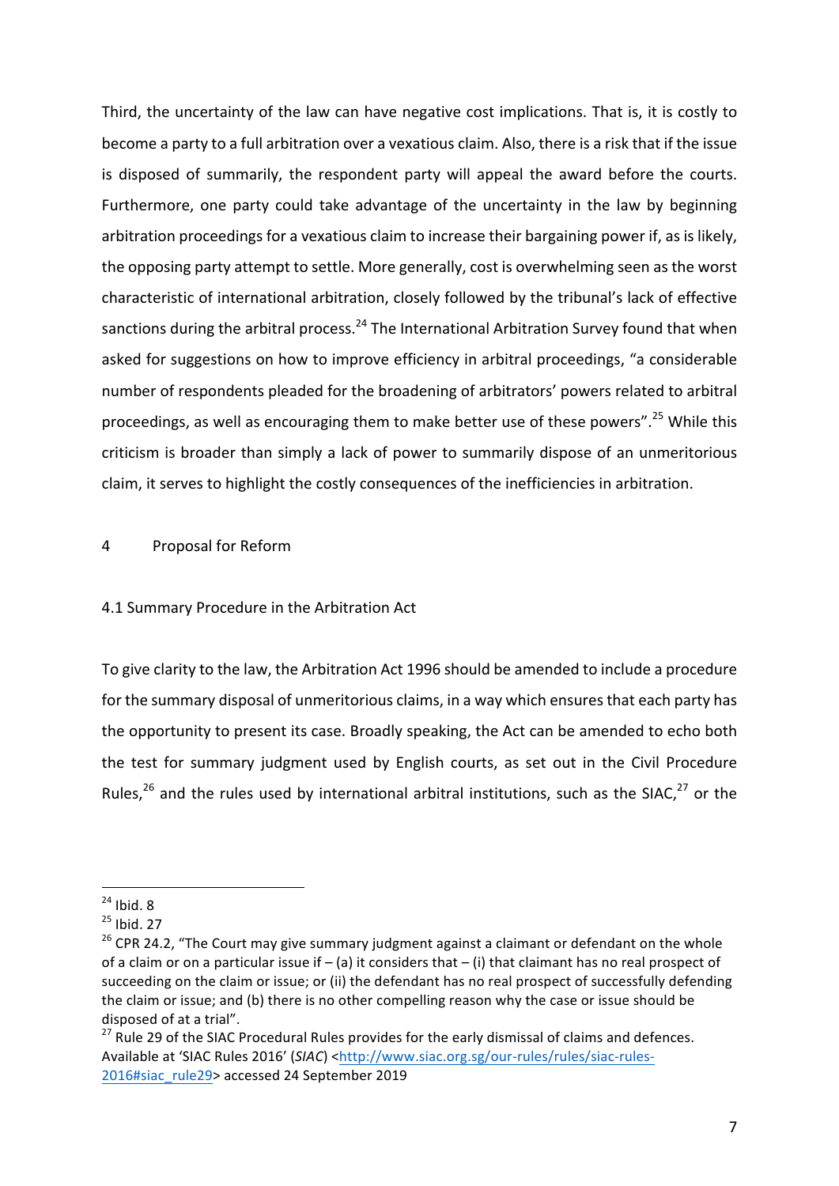Third, the uncertainty of the law can have negative cost implications. That is, it is costly to become a party to a full arbitration over a vexatious claim. Also, there is a risk that if the issue is disposed of summarily, the respondent party will appeal the award before the courts. Furthermore, one party could take advantage of the uncertainty in the law by beginning arbitration proceedings for a vexatious claim to increase their bargaining power if, as is likely, the opposing party attempt to settle. More generally, cost is overwhelming seen as the worst characteristic of international arbitration, closely followed by the tribunal's lack of effective sanctions during the arbitral process.[24] The International Arbitration Survey found that when asked for suggestions on how to improve efficiency in arbitral proceedings, "a considerable number of respondents pleaded for the broadening of arbitrators' powers related to arbitral proceedings, as well as encouraging them to make better use of these powers".[25] While this criticism is broader than simply a lack of power to summarily dispose of an unmeritorious claim, it serves to highlight the costly consequences of the inefficiencies in arbitration.

## 4 Proposal for Reform

### 4.1 Summary Procedure in the Arbitration Act

To give clarity to the law, the Arbitration Act 1996 should be amended to include a procedure for the summary disposal of unmeritorious claims, in a way which ensures that each party has the opportunity to present its case. Broadly speaking, the Act can be amended to echo both the test for summary judgment used by English courts, as set out in the Civil Procedure Rules,[26] and the rules used by international arbitral institutions, such as the SIAC,[27] or the

---

[24] Ibid. 8

[25] Ibid. 27

[26] CPR 24.2, "The Court may give summary judgment against a claimant or defendant on the whole of a claim or on a particular issue if – (a) it considers that – (i) that claimant has no real prospect of succeeding on the claim or issue; or (ii) the defendant has no real prospect of successfully defending the claim or issue; and (b) there is no other compelling reason why the case or issue should be disposed of at a trial".

[27] Rule 29 of the SIAC Procedural Rules provides for the early dismissal of claims and defences. Available at 'SIAC Rules 2016' (*SIAC*) <http://www.siac.org.sg/our-rules/rules/siac-rules-2016#siac_rule29> accessed 24 September 2019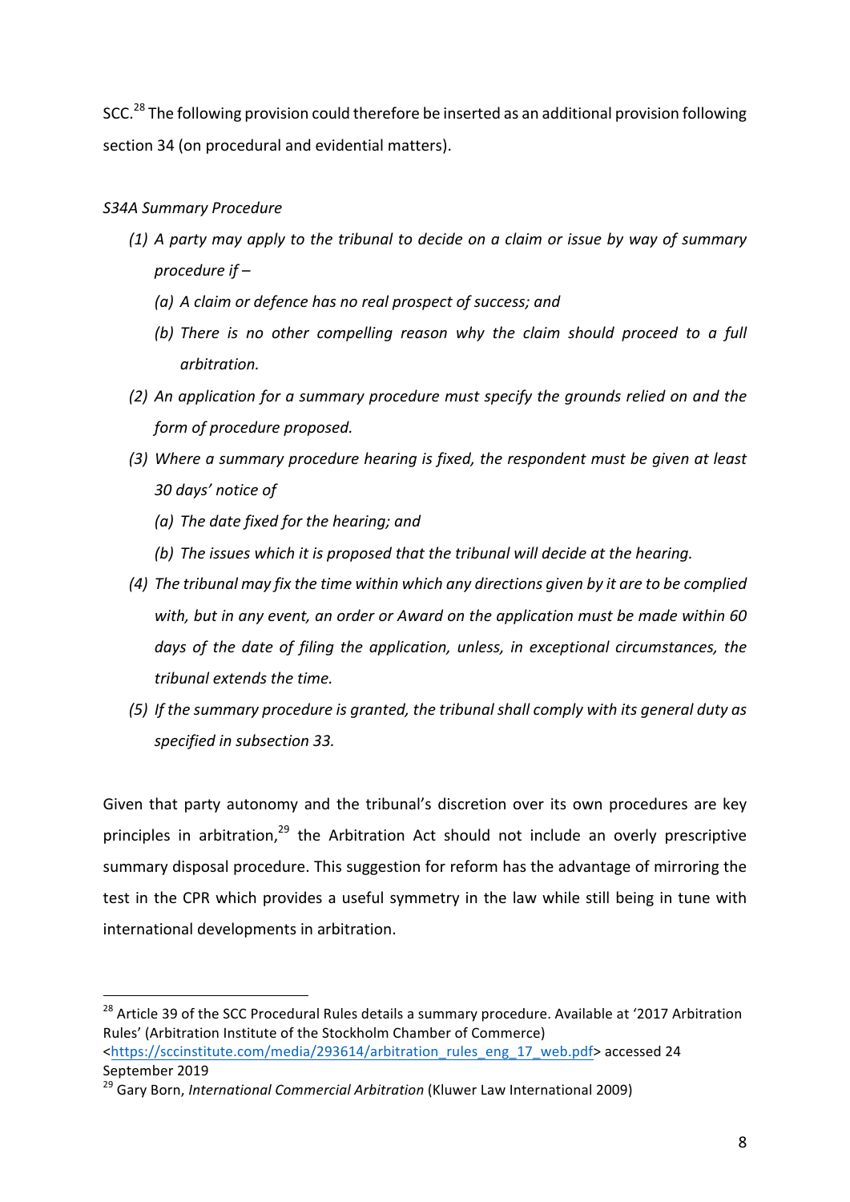SCC.[28] The following provision could therefore be inserted as an additional provision following section 34 (on procedural and evidential matters).

*S34A Summary Procedure*

*(1) A party may apply to the tribunal to decide on a claim or issue by way of summary procedure if –*

*(a) A claim or defence has no real prospect of success; and*

*(b) There is no other compelling reason why the claim should proceed to a full arbitration.*

*(2) An application for a summary procedure must specify the grounds relied on and the form of procedure proposed.*

*(3) Where a summary procedure hearing is fixed, the respondent must be given at least 30 days' notice of*

*(a) The date fixed for the hearing; and*

*(b) The issues which it is proposed that the tribunal will decide at the hearing.*

*(4) The tribunal may fix the time within which any directions given by it are to be complied with, but in any event, an order or Award on the application must be made within 60 days of the date of filing the application, unless, in exceptional circumstances, the tribunal extends the time.*

*(5) If the summary procedure is granted, the tribunal shall comply with its general duty as specified in subsection 33.*

Given that party autonomy and the tribunal's discretion over its own procedures are key principles in arbitration,[29] the Arbitration Act should not include an overly prescriptive summary disposal procedure. This suggestion for reform has the advantage of mirroring the test in the CPR which provides a useful symmetry in the law while still being in tune with international developments in arbitration.

---

[28] Article 39 of the SCC Procedural Rules details a summary procedure. Available at '2017 Arbitration Rules' (Arbitration Institute of the Stockholm Chamber of Commerce) <https://sccinstitute.com/media/293614/arbitration_rules_eng_17_web.pdf> accessed 24 September 2019

[29] Gary Born, *International Commercial Arbitration* (Kluwer Law International 2009)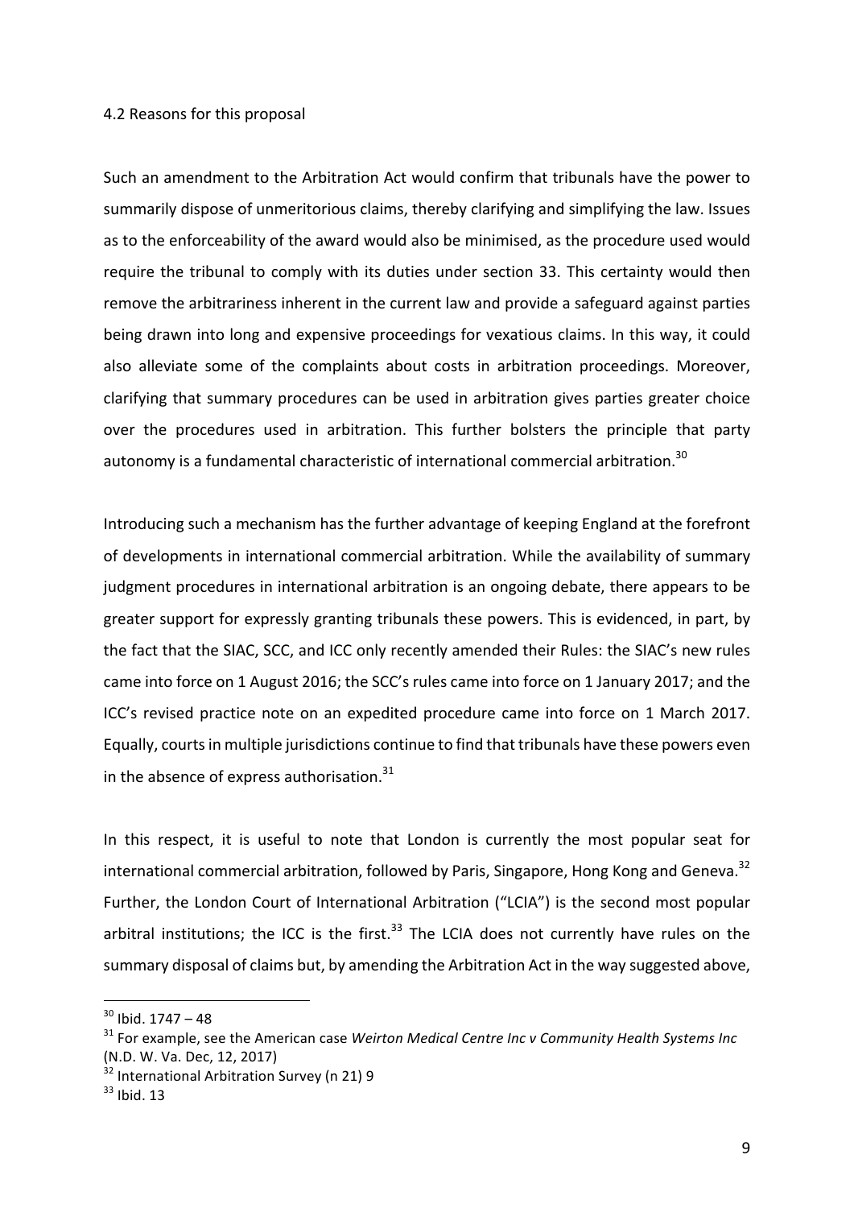### 4.2 Reasons for this proposal

Such an amendment to the Arbitration Act would confirm that tribunals have the power to summarily dispose of unmeritorious claims, thereby clarifying and simplifying the law. Issues as to the enforceability of the award would also be minimised, as the procedure used would require the tribunal to comply with its duties under section 33. This certainty would then remove the arbitrariness inherent in the current law and provide a safeguard against parties being drawn into long and expensive proceedings for vexatious claims. In this way, it could also alleviate some of the complaints about costs in arbitration proceedings. Moreover, clarifying that summary procedures can be used in arbitration gives parties greater choice over the procedures used in arbitration. This further bolsters the principle that party autonomy is a fundamental characteristic of international commercial arbitration.[30]

Introducing such a mechanism has the further advantage of keeping England at the forefront of developments in international commercial arbitration. While the availability of summary judgment procedures in international arbitration is an ongoing debate, there appears to be greater support for expressly granting tribunals these powers. This is evidenced, in part, by the fact that the SIAC, SCC, and ICC only recently amended their Rules: the SIAC's new rules came into force on 1 August 2016; the SCC's rules came into force on 1 January 2017; and the ICC's revised practice note on an expedited procedure came into force on 1 March 2017. Equally, courts in multiple jurisdictions continue to find that tribunals have these powers even in the absence of express authorisation.[31]

In this respect, it is useful to note that London is currently the most popular seat for international commercial arbitration, followed by Paris, Singapore, Hong Kong and Geneva.[32] Further, the London Court of International Arbitration ("LCIA") is the second most popular arbitral institutions; the ICC is the first.[33] The LCIA does not currently have rules on the summary disposal of claims but, by amending the Arbitration Act in the way suggested above,

---

[30] Ibid. 1747 – 48

[31] For example, see the American case *Weirton Medical Centre Inc v Community Health Systems Inc* (N.D. W. Va. Dec, 12, 2017)

[32] International Arbitration Survey (n 21) 9

[33] Ibid. 13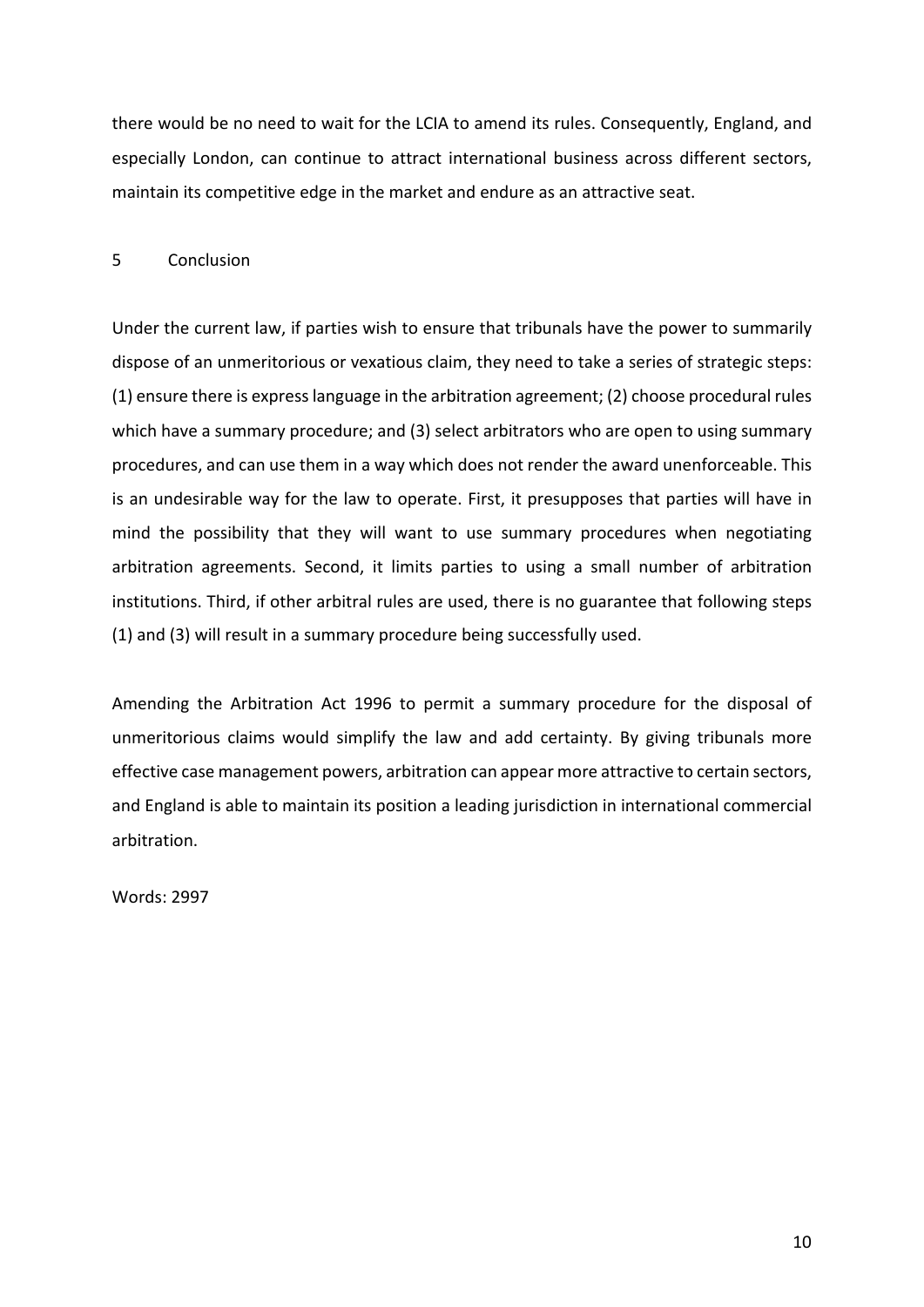there would be no need to wait for the LCIA to amend its rules. Consequently, England, and especially London, can continue to attract international business across different sectors, maintain its competitive edge in the market and endure as an attractive seat.

## 5 Conclusion

Under the current law, if parties wish to ensure that tribunals have the power to summarily dispose of an unmeritorious or vexatious claim, they need to take a series of strategic steps: (1) ensure there is express language in the arbitration agreement; (2) choose procedural rules which have a summary procedure; and (3) select arbitrators who are open to using summary procedures, and can use them in a way which does not render the award unenforceable. This is an undesirable way for the law to operate. First, it presupposes that parties will have in mind the possibility that they will want to use summary procedures when negotiating arbitration agreements. Second, it limits parties to using a small number of arbitration institutions. Third, if other arbitral rules are used, there is no guarantee that following steps (1) and (3) will result in a summary procedure being successfully used.

Amending the Arbitration Act 1996 to permit a summary procedure for the disposal of unmeritorious claims would simplify the law and add certainty. By giving tribunals more effective case management powers, arbitration can appear more attractive to certain sectors, and England is able to maintain its position a leading jurisdiction in international commercial arbitration.

Words: 2997